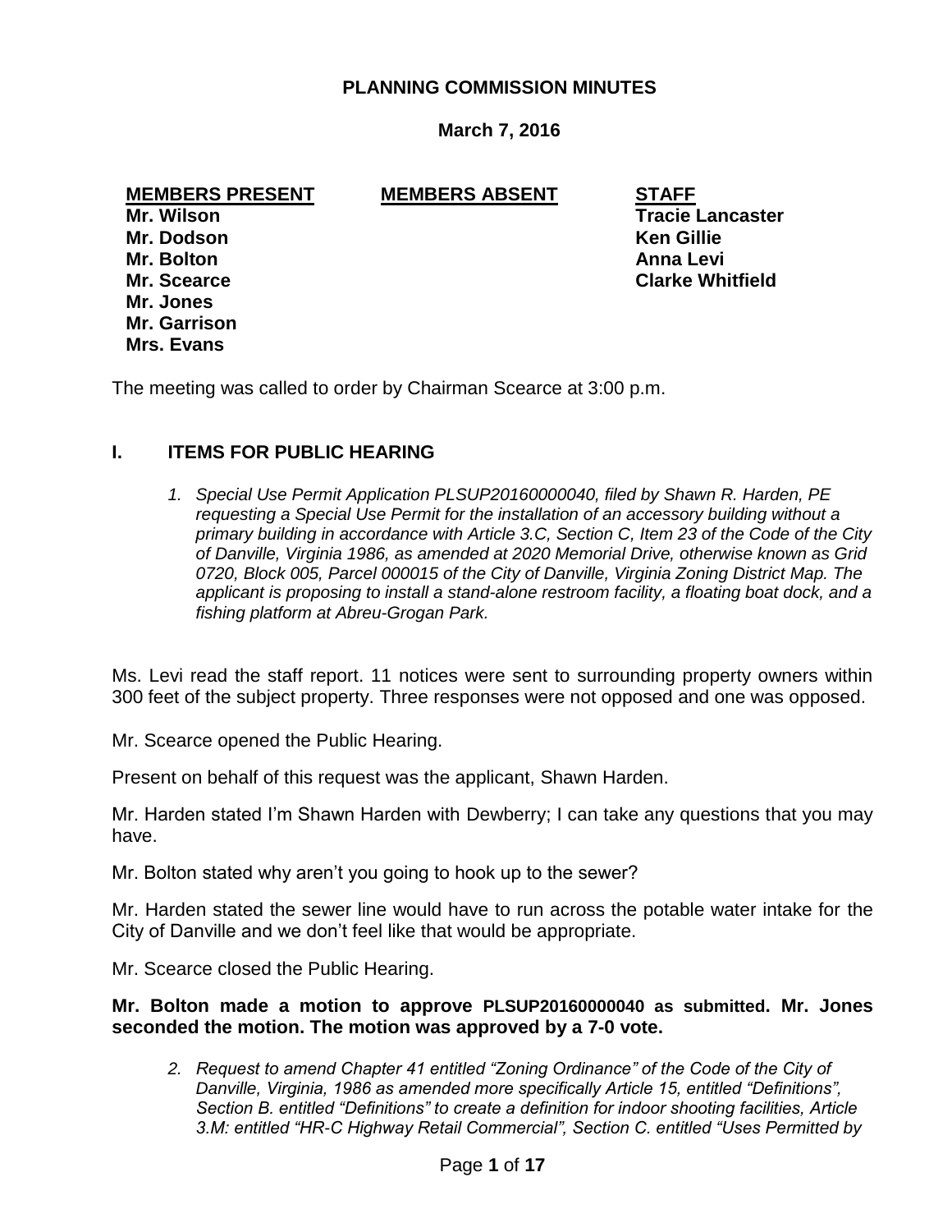# PLANNING COMMISSION MINUTES

**March 7, 2016**

| MEMBERS PRESENT | MEMBERS ABSENT | STAFF |
|---|---|---|
| Mr. Wilson | | Tracie Lancaster |
| Mr. Dodson | | Ken Gillie |
| Mr. Bolton | | Anna Levi |
| Mr. Scearce | | Clarke Whitfield |
| Mr. Jones | | |
| Mr. Garrison | | |
| Mrs. Evans | | |

The meeting was called to order by Chairman Scearce at 3:00 p.m.

## I. ITEMS FOR PUBLIC HEARING

1. *Special Use Permit Application PLSUP20160000040, filed by Shawn R. Harden, PE requesting a Special Use Permit for the installation of an accessory building without a primary building in accordance with Article 3.C, Section C, Item 23 of the Code of the City of Danville, Virginia 1986, as amended at 2020 Memorial Drive, otherwise known as Grid 0720, Block 005, Parcel 000015 of the City of Danville, Virginia Zoning District Map. The applicant is proposing to install a stand-alone restroom facility, a floating boat dock, and a fishing platform at Abreu-Grogan Park.*

Ms. Levi read the staff report. 11 notices were sent to surrounding property owners within 300 feet of the subject property. Three responses were not opposed and one was opposed.

Mr. Scearce opened the Public Hearing.

Present on behalf of this request was the applicant, Shawn Harden.

Mr. Harden stated I'm Shawn Harden with Dewberry; I can take any questions that you may have.

Mr. Bolton stated why aren't you going to hook up to the sewer?

Mr. Harden stated the sewer line would have to run across the potable water intake for the City of Danville and we don't feel like that would be appropriate.

Mr. Scearce closed the Public Hearing.

**Mr. Bolton made a motion to approve PLSUP20160000040 as submitted. Mr. Jones seconded the motion. The motion was approved by a 7-0 vote.**

2. *Request to amend Chapter 41 entitled "Zoning Ordinance" of the Code of the City of Danville, Virginia, 1986 as amended more specifically Article 15, entitled "Definitions", Section B. entitled "Definitions" to create a definition for indoor shooting facilities, Article 3.M: entitled "HR-C Highway Retail Commercial", Section C. entitled "Uses Permitted by*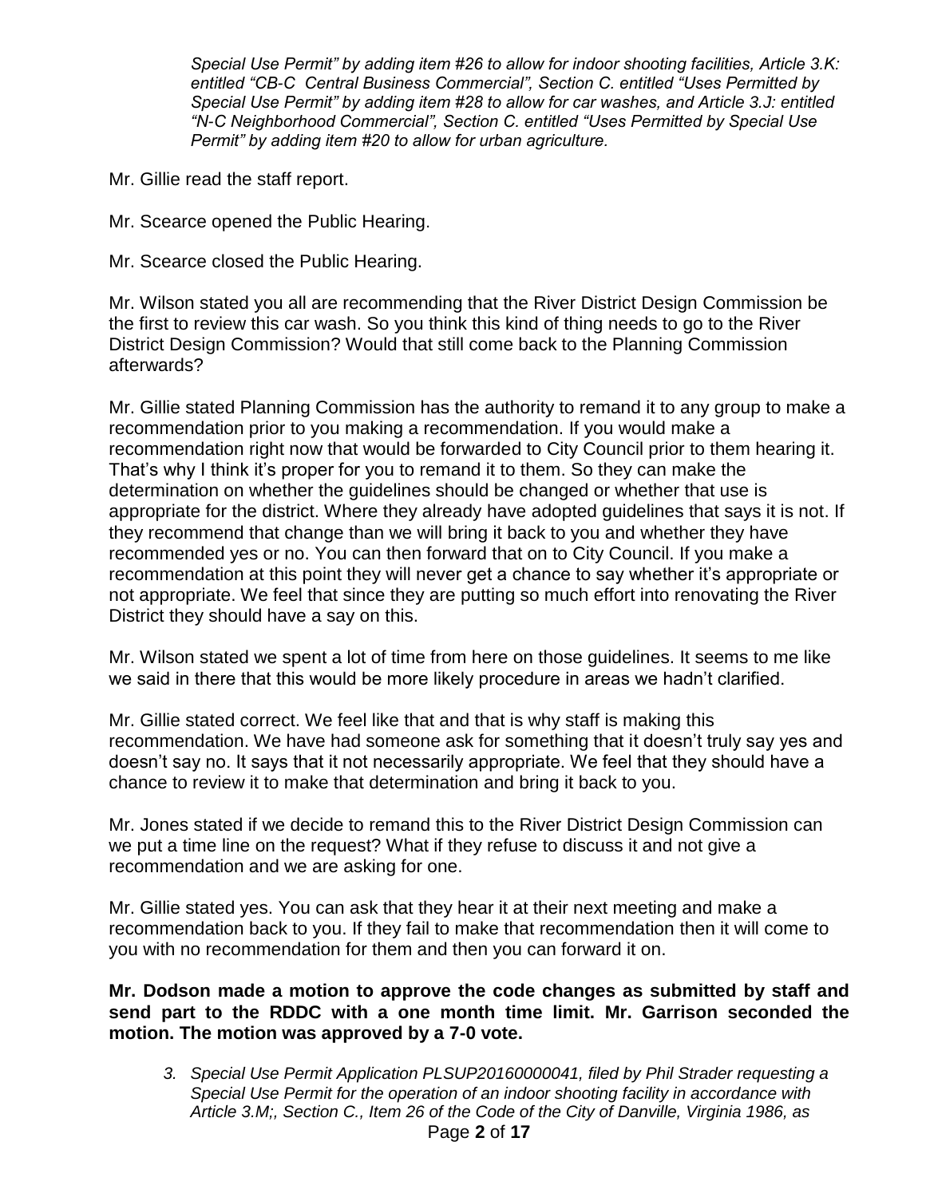*Special Use Permit" by adding item #26 to allow for indoor shooting facilities, Article 3.K: entitled "CB-C Central Business Commercial", Section C. entitled "Uses Permitted by Special Use Permit" by adding item #28 to allow for car washes, and Article 3.J: entitled "N-C Neighborhood Commercial", Section C. entitled "Uses Permitted by Special Use Permit" by adding item #20 to allow for urban agriculture.*

Mr. Gillie read the staff report.

Mr. Scearce opened the Public Hearing.

Mr. Scearce closed the Public Hearing.

Mr. Wilson stated you all are recommending that the River District Design Commission be the first to review this car wash. So you think this kind of thing needs to go to the River District Design Commission? Would that still come back to the Planning Commission afterwards?

Mr. Gillie stated Planning Commission has the authority to remand it to any group to make a recommendation prior to you making a recommendation. If you would make a recommendation right now that would be forwarded to City Council prior to them hearing it. That's why I think it's proper for you to remand it to them. So they can make the determination on whether the guidelines should be changed or whether that use is appropriate for the district. Where they already have adopted guidelines that says it is not. If they recommend that change than we will bring it back to you and whether they have recommended yes or no. You can then forward that on to City Council. If you make a recommendation at this point they will never get a chance to say whether it's appropriate or not appropriate. We feel that since they are putting so much effort into renovating the River District they should have a say on this.

Mr. Wilson stated we spent a lot of time from here on those guidelines. It seems to me like we said in there that this would be more likely procedure in areas we hadn't clarified.

Mr. Gillie stated correct. We feel like that and that is why staff is making this recommendation. We have had someone ask for something that it doesn't truly say yes and doesn't say no. It says that it not necessarily appropriate. We feel that they should have a chance to review it to make that determination and bring it back to you.

Mr. Jones stated if we decide to remand this to the River District Design Commission can we put a time line on the request? What if they refuse to discuss it and not give a recommendation and we are asking for one.

Mr. Gillie stated yes. You can ask that they hear it at their next meeting and make a recommendation back to you. If they fail to make that recommendation then it will come to you with no recommendation for them and then you can forward it on.

**Mr. Dodson made a motion to approve the code changes as submitted by staff and send part to the RDDC with a one month time limit. Mr. Garrison seconded the motion. The motion was approved by a 7-0 vote.**

3. *Special Use Permit Application PLSUP20160000041, filed by Phil Strader requesting a Special Use Permit for the operation of an indoor shooting facility in accordance with Article 3.M;, Section C., Item 26 of the Code of the City of Danville, Virginia 1986, as*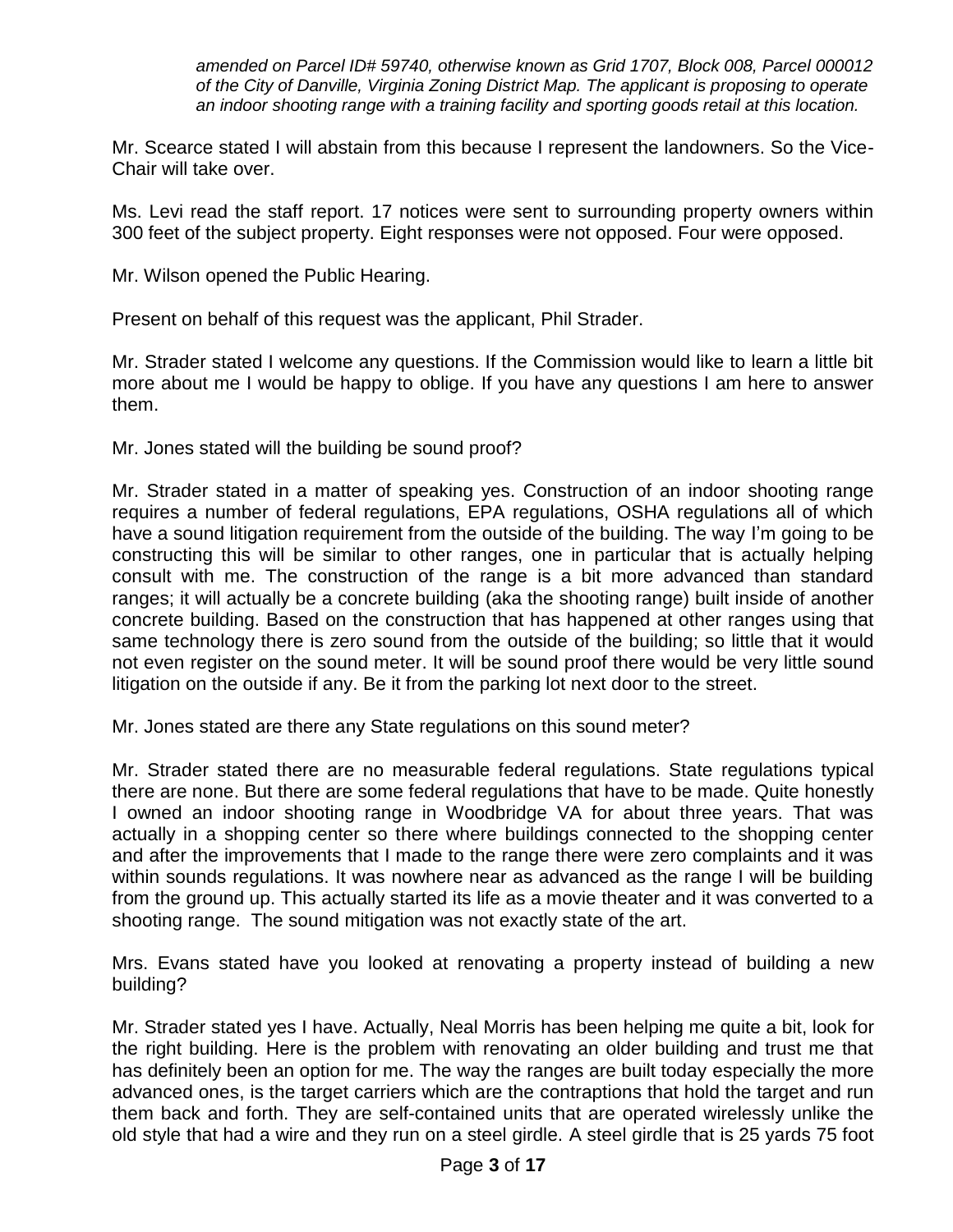*amended on Parcel ID# 59740, otherwise known as Grid 1707, Block 008, Parcel 000012 of the City of Danville, Virginia Zoning District Map. The applicant is proposing to operate an indoor shooting range with a training facility and sporting goods retail at this location.*

Mr. Scearce stated I will abstain from this because I represent the landowners. So the Vice-Chair will take over.

Ms. Levi read the staff report. 17 notices were sent to surrounding property owners within 300 feet of the subject property. Eight responses were not opposed. Four were opposed.

Mr. Wilson opened the Public Hearing.

Present on behalf of this request was the applicant, Phil Strader.

Mr. Strader stated I welcome any questions. If the Commission would like to learn a little bit more about me I would be happy to oblige. If you have any questions I am here to answer them.

Mr. Jones stated will the building be sound proof?

Mr. Strader stated in a matter of speaking yes. Construction of an indoor shooting range requires a number of federal regulations, EPA regulations, OSHA regulations all of which have a sound litigation requirement from the outside of the building. The way I'm going to be constructing this will be similar to other ranges, one in particular that is actually helping consult with me. The construction of the range is a bit more advanced than standard ranges; it will actually be a concrete building (aka the shooting range) built inside of another concrete building. Based on the construction that has happened at other ranges using that same technology there is zero sound from the outside of the building; so little that it would not even register on the sound meter. It will be sound proof there would be very little sound litigation on the outside if any. Be it from the parking lot next door to the street.

Mr. Jones stated are there any State regulations on this sound meter?

Mr. Strader stated there are no measurable federal regulations. State regulations typical there are none. But there are some federal regulations that have to be made. Quite honestly I owned an indoor shooting range in Woodbridge VA for about three years. That was actually in a shopping center so there where buildings connected to the shopping center and after the improvements that I made to the range there were zero complaints and it was within sounds regulations. It was nowhere near as advanced as the range I will be building from the ground up. This actually started its life as a movie theater and it was converted to a shooting range. The sound mitigation was not exactly state of the art.

Mrs. Evans stated have you looked at renovating a property instead of building a new building?

Mr. Strader stated yes I have. Actually, Neal Morris has been helping me quite a bit, look for the right building. Here is the problem with renovating an older building and trust me that has definitely been an option for me. The way the ranges are built today especially the more advanced ones, is the target carriers which are the contraptions that hold the target and run them back and forth. They are self-contained units that are operated wirelessly unlike the old style that had a wire and they run on a steel girdle. A steel girdle that is 25 yards 75 foot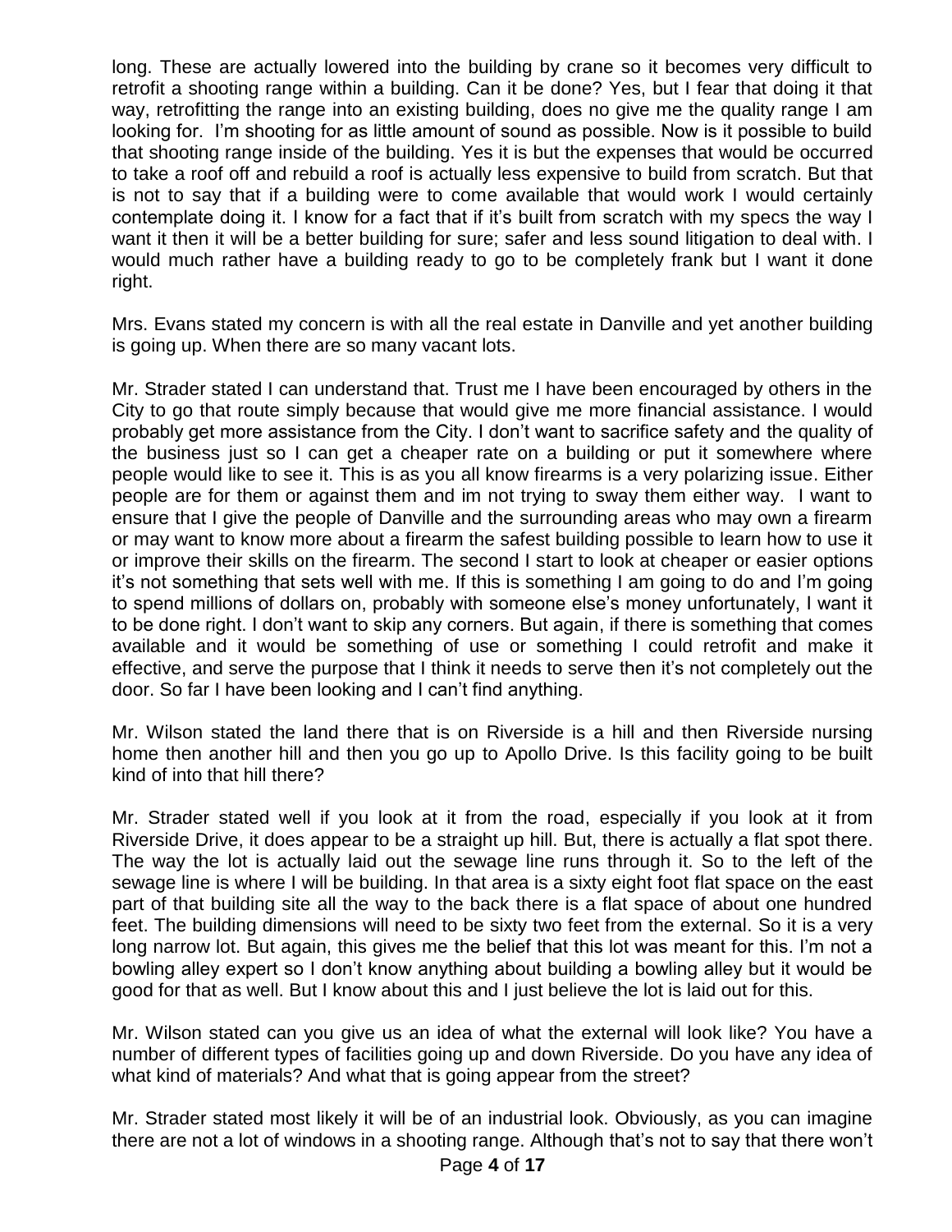long. These are actually lowered into the building by crane so it becomes very difficult to retrofit a shooting range within a building. Can it be done? Yes, but I fear that doing it that way, retrofitting the range into an existing building, does no give me the quality range I am looking for. I'm shooting for as little amount of sound as possible. Now is it possible to build that shooting range inside of the building. Yes it is but the expenses that would be occurred to take a roof off and rebuild a roof is actually less expensive to build from scratch. But that is not to say that if a building were to come available that would work I would certainly contemplate doing it. I know for a fact that if it's built from scratch with my specs the way I want it then it will be a better building for sure; safer and less sound litigation to deal with. I would much rather have a building ready to go to be completely frank but I want it done right.

Mrs. Evans stated my concern is with all the real estate in Danville and yet another building is going up. When there are so many vacant lots.

Mr. Strader stated I can understand that. Trust me I have been encouraged by others in the City to go that route simply because that would give me more financial assistance. I would probably get more assistance from the City. I don't want to sacrifice safety and the quality of the business just so I can get a cheaper rate on a building or put it somewhere where people would like to see it. This is as you all know firearms is a very polarizing issue. Either people are for them or against them and im not trying to sway them either way. I want to ensure that I give the people of Danville and the surrounding areas who may own a firearm or may want to know more about a firearm the safest building possible to learn how to use it or improve their skills on the firearm. The second I start to look at cheaper or easier options it's not something that sets well with me. If this is something I am going to do and I'm going to spend millions of dollars on, probably with someone else's money unfortunately, I want it to be done right. I don't want to skip any corners. But again, if there is something that comes available and it would be something of use or something I could retrofit and make it effective, and serve the purpose that I think it needs to serve then it's not completely out the door. So far I have been looking and I can't find anything.

Mr. Wilson stated the land there that is on Riverside is a hill and then Riverside nursing home then another hill and then you go up to Apollo Drive. Is this facility going to be built kind of into that hill there?

Mr. Strader stated well if you look at it from the road, especially if you look at it from Riverside Drive, it does appear to be a straight up hill. But, there is actually a flat spot there. The way the lot is actually laid out the sewage line runs through it. So to the left of the sewage line is where I will be building. In that area is a sixty eight foot flat space on the east part of that building site all the way to the back there is a flat space of about one hundred feet. The building dimensions will need to be sixty two feet from the external. So it is a very long narrow lot. But again, this gives me the belief that this lot was meant for this. I'm not a bowling alley expert so I don't know anything about building a bowling alley but it would be good for that as well. But I know about this and I just believe the lot is laid out for this.

Mr. Wilson stated can you give us an idea of what the external will look like? You have a number of different types of facilities going up and down Riverside. Do you have any idea of what kind of materials? And what that is going appear from the street?

Mr. Strader stated most likely it will be of an industrial look. Obviously, as you can imagine there are not a lot of windows in a shooting range. Although that's not to say that there won't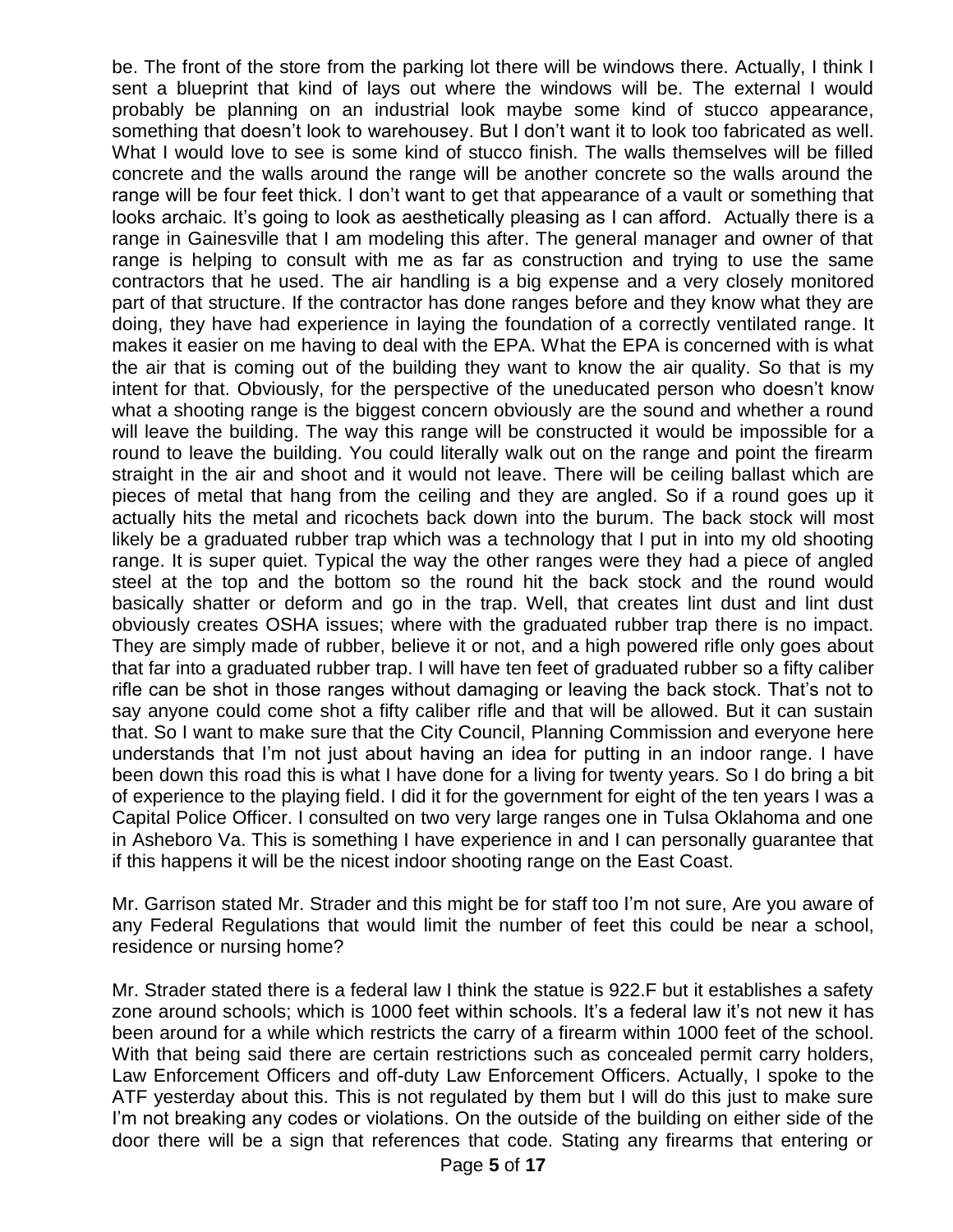be. The front of the store from the parking lot there will be windows there. Actually, I think I sent a blueprint that kind of lays out where the windows will be. The external I would probably be planning on an industrial look maybe some kind of stucco appearance, something that doesn't look to warehousey. But I don't want it to look too fabricated as well. What I would love to see is some kind of stucco finish. The walls themselves will be filled concrete and the walls around the range will be another concrete so the walls around the range will be four feet thick. I don't want to get that appearance of a vault or something that looks archaic. It's going to look as aesthetically pleasing as I can afford. Actually there is a range in Gainesville that I am modeling this after. The general manager and owner of that range is helping to consult with me as far as construction and trying to use the same contractors that he used. The air handling is a big expense and a very closely monitored part of that structure. If the contractor has done ranges before and they know what they are doing, they have had experience in laying the foundation of a correctly ventilated range. It makes it easier on me having to deal with the EPA. What the EPA is concerned with is what the air that is coming out of the building they want to know the air quality. So that is my intent for that. Obviously, for the perspective of the uneducated person who doesn't know what a shooting range is the biggest concern obviously are the sound and whether a round will leave the building. The way this range will be constructed it would be impossible for a round to leave the building. You could literally walk out on the range and point the firearm straight in the air and shoot and it would not leave. There will be ceiling ballast which are pieces of metal that hang from the ceiling and they are angled. So if a round goes up it actually hits the metal and ricochets back down into the burum. The back stock will most likely be a graduated rubber trap which was a technology that I put in into my old shooting range. It is super quiet. Typical the way the other ranges were they had a piece of angled steel at the top and the bottom so the round hit the back stock and the round would basically shatter or deform and go in the trap. Well, that creates lint dust and lint dust obviously creates OSHA issues; where with the graduated rubber trap there is no impact. They are simply made of rubber, believe it or not, and a high powered rifle only goes about that far into a graduated rubber trap. I will have ten feet of graduated rubber so a fifty caliber rifle can be shot in those ranges without damaging or leaving the back stock. That's not to say anyone could come shot a fifty caliber rifle and that will be allowed. But it can sustain that. So I want to make sure that the City Council, Planning Commission and everyone here understands that I'm not just about having an idea for putting in an indoor range. I have been down this road this is what I have done for a living for twenty years. So I do bring a bit of experience to the playing field. I did it for the government for eight of the ten years I was a Capital Police Officer. I consulted on two very large ranges one in Tulsa Oklahoma and one in Asheboro Va. This is something I have experience in and I can personally guarantee that if this happens it will be the nicest indoor shooting range on the East Coast.

Mr. Garrison stated Mr. Strader and this might be for staff too I'm not sure, Are you aware of any Federal Regulations that would limit the number of feet this could be near a school, residence or nursing home?

Mr. Strader stated there is a federal law I think the statue is 922.F but it establishes a safety zone around schools; which is 1000 feet within schools. It's a federal law it's not new it has been around for a while which restricts the carry of a firearm within 1000 feet of the school. With that being said there are certain restrictions such as concealed permit carry holders, Law Enforcement Officers and off-duty Law Enforcement Officers. Actually, I spoke to the ATF yesterday about this. This is not regulated by them but I will do this just to make sure I'm not breaking any codes or violations. On the outside of the building on either side of the door there will be a sign that references that code. Stating any firearms that entering or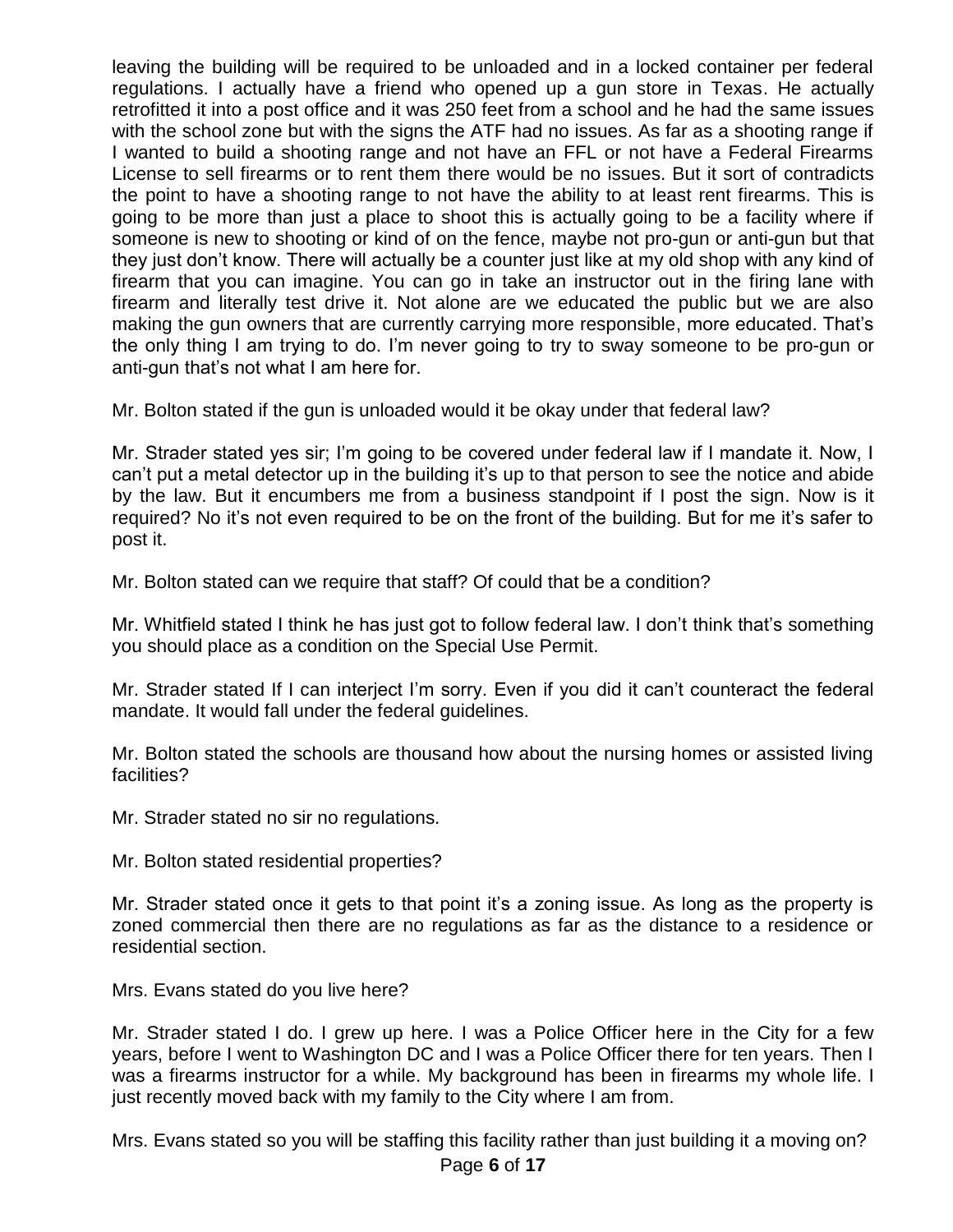leaving the building will be required to be unloaded and in a locked container per federal regulations. I actually have a friend who opened up a gun store in Texas. He actually retrofitted it into a post office and it was 250 feet from a school and he had the same issues with the school zone but with the signs the ATF had no issues. As far as a shooting range if I wanted to build a shooting range and not have an FFL or not have a Federal Firearms License to sell firearms or to rent them there would be no issues. But it sort of contradicts the point to have a shooting range to not have the ability to at least rent firearms. This is going to be more than just a place to shoot this is actually going to be a facility where if someone is new to shooting or kind of on the fence, maybe not pro-gun or anti-gun but that they just don't know. There will actually be a counter just like at my old shop with any kind of firearm that you can imagine. You can go in take an instructor out in the firing lane with firearm and literally test drive it. Not alone are we educated the public but we are also making the gun owners that are currently carrying more responsible, more educated. That's the only thing I am trying to do. I'm never going to try to sway someone to be pro-gun or anti-gun that's not what I am here for.

Mr. Bolton stated if the gun is unloaded would it be okay under that federal law?

Mr. Strader stated yes sir; I'm going to be covered under federal law if I mandate it. Now, I can't put a metal detector up in the building it's up to that person to see the notice and abide by the law. But it encumbers me from a business standpoint if I post the sign. Now is it required? No it's not even required to be on the front of the building. But for me it's safer to post it.

Mr. Bolton stated can we require that staff? Of could that be a condition?

Mr. Whitfield stated I think he has just got to follow federal law. I don't think that's something you should place as a condition on the Special Use Permit.

Mr. Strader stated If I can interject I'm sorry. Even if you did it can't counteract the federal mandate. It would fall under the federal guidelines.

Mr. Bolton stated the schools are thousand how about the nursing homes or assisted living facilities?

Mr. Strader stated no sir no regulations.

Mr. Bolton stated residential properties?

Mr. Strader stated once it gets to that point it's a zoning issue. As long as the property is zoned commercial then there are no regulations as far as the distance to a residence or residential section.

Mrs. Evans stated do you live here?

Mr. Strader stated I do. I grew up here. I was a Police Officer here in the City for a few years, before I went to Washington DC and I was a Police Officer there for ten years. Then I was a firearms instructor for a while. My background has been in firearms my whole life. I just recently moved back with my family to the City where I am from.

Mrs. Evans stated so you will be staffing this facility rather than just building it a moving on?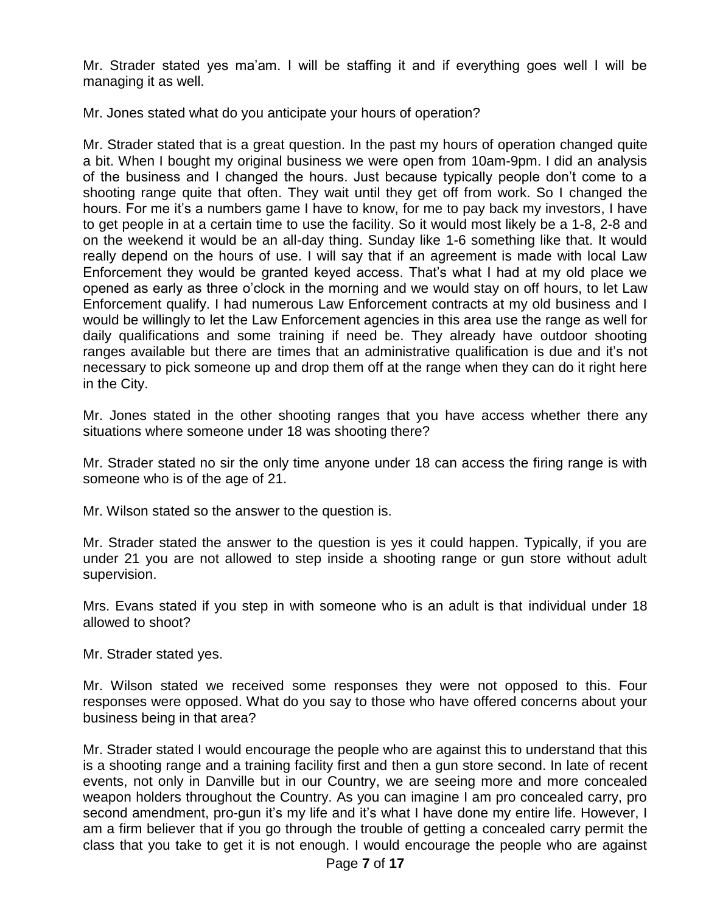Mr. Strader stated yes ma'am. I will be staffing it and if everything goes well I will be managing it as well.

Mr. Jones stated what do you anticipate your hours of operation?

Mr. Strader stated that is a great question. In the past my hours of operation changed quite a bit. When I bought my original business we were open from 10am-9pm. I did an analysis of the business and I changed the hours. Just because typically people don't come to a shooting range quite that often. They wait until they get off from work. So I changed the hours. For me it's a numbers game I have to know, for me to pay back my investors, I have to get people in at a certain time to use the facility. So it would most likely be a 1-8, 2-8 and on the weekend it would be an all-day thing. Sunday like 1-6 something like that. It would really depend on the hours of use. I will say that if an agreement is made with local Law Enforcement they would be granted keyed access. That's what I had at my old place we opened as early as three o'clock in the morning and we would stay on off hours, to let Law Enforcement qualify. I had numerous Law Enforcement contracts at my old business and I would be willingly to let the Law Enforcement agencies in this area use the range as well for daily qualifications and some training if need be. They already have outdoor shooting ranges available but there are times that an administrative qualification is due and it's not necessary to pick someone up and drop them off at the range when they can do it right here in the City.

Mr. Jones stated in the other shooting ranges that you have access whether there any situations where someone under 18 was shooting there?

Mr. Strader stated no sir the only time anyone under 18 can access the firing range is with someone who is of the age of 21.

Mr. Wilson stated so the answer to the question is.

Mr. Strader stated the answer to the question is yes it could happen. Typically, if you are under 21 you are not allowed to step inside a shooting range or gun store without adult supervision.

Mrs. Evans stated if you step in with someone who is an adult is that individual under 18 allowed to shoot?

Mr. Strader stated yes.

Mr. Wilson stated we received some responses they were not opposed to this. Four responses were opposed. What do you say to those who have offered concerns about your business being in that area?

Mr. Strader stated I would encourage the people who are against this to understand that this is a shooting range and a training facility first and then a gun store second. In late of recent events, not only in Danville but in our Country, we are seeing more and more concealed weapon holders throughout the Country. As you can imagine I am pro concealed carry, pro second amendment, pro-gun it's my life and it's what I have done my entire life. However, I am a firm believer that if you go through the trouble of getting a concealed carry permit the class that you take to get it is not enough. I would encourage the people who are against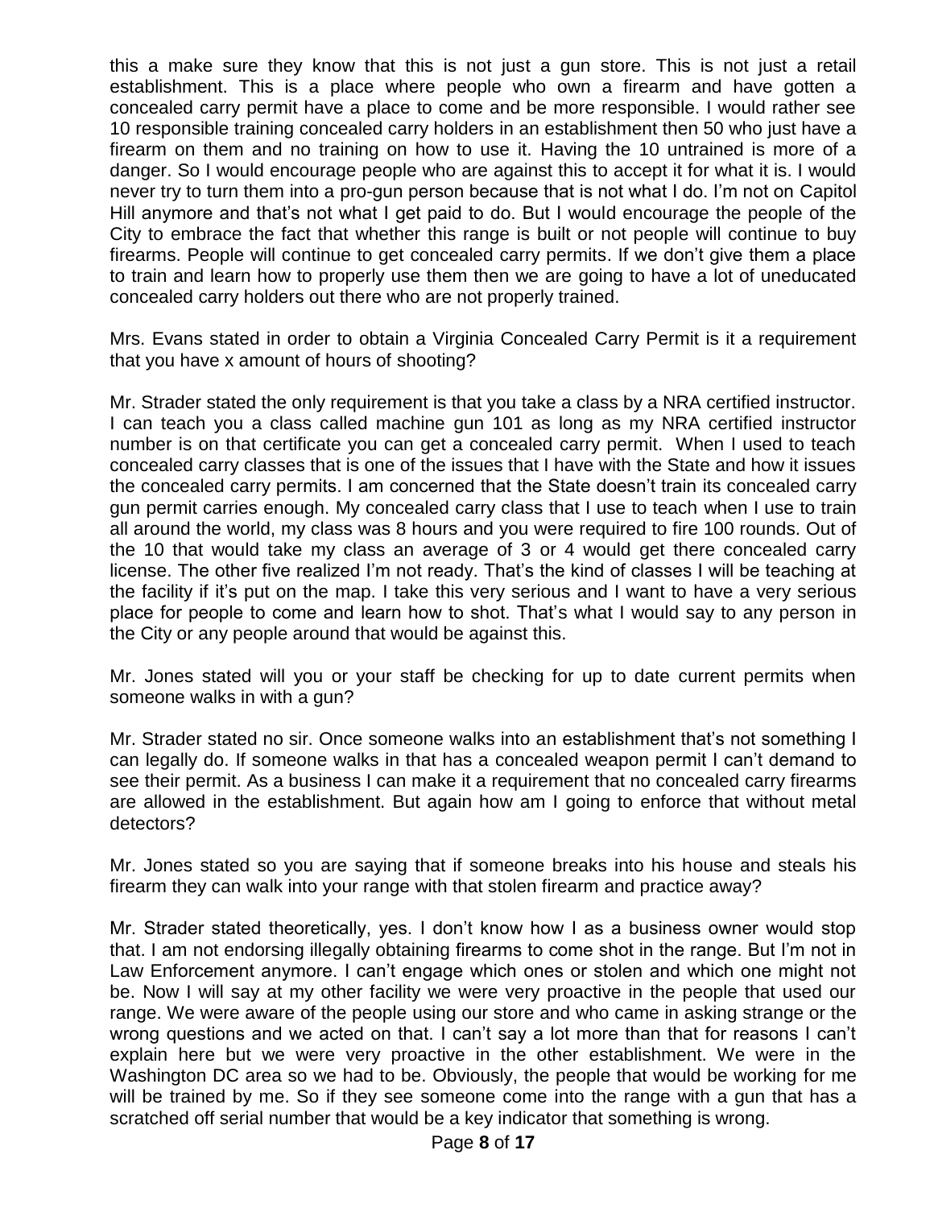this a make sure they know that this is not just a gun store. This is not just a retail establishment. This is a place where people who own a firearm and have gotten a concealed carry permit have a place to come and be more responsible. I would rather see 10 responsible training concealed carry holders in an establishment then 50 who just have a firearm on them and no training on how to use it. Having the 10 untrained is more of a danger. So I would encourage people who are against this to accept it for what it is. I would never try to turn them into a pro-gun person because that is not what I do. I'm not on Capitol Hill anymore and that's not what I get paid to do. But I would encourage the people of the City to embrace the fact that whether this range is built or not people will continue to buy firearms. People will continue to get concealed carry permits. If we don't give them a place to train and learn how to properly use them then we are going to have a lot of uneducated concealed carry holders out there who are not properly trained.

Mrs. Evans stated in order to obtain a Virginia Concealed Carry Permit is it a requirement that you have x amount of hours of shooting?

Mr. Strader stated the only requirement is that you take a class by a NRA certified instructor. I can teach you a class called machine gun 101 as long as my NRA certified instructor number is on that certificate you can get a concealed carry permit. When I used to teach concealed carry classes that is one of the issues that I have with the State and how it issues the concealed carry permits. I am concerned that the State doesn't train its concealed carry gun permit carries enough. My concealed carry class that I use to teach when I use to train all around the world, my class was 8 hours and you were required to fire 100 rounds. Out of the 10 that would take my class an average of 3 or 4 would get there concealed carry license. The other five realized I'm not ready. That's the kind of classes I will be teaching at the facility if it's put on the map. I take this very serious and I want to have a very serious place for people to come and learn how to shot. That's what I would say to any person in the City or any people around that would be against this.

Mr. Jones stated will you or your staff be checking for up to date current permits when someone walks in with a gun?

Mr. Strader stated no sir. Once someone walks into an establishment that's not something I can legally do. If someone walks in that has a concealed weapon permit I can't demand to see their permit. As a business I can make it a requirement that no concealed carry firearms are allowed in the establishment. But again how am I going to enforce that without metal detectors?

Mr. Jones stated so you are saying that if someone breaks into his house and steals his firearm they can walk into your range with that stolen firearm and practice away?

Mr. Strader stated theoretically, yes. I don't know how I as a business owner would stop that. I am not endorsing illegally obtaining firearms to come shot in the range. But I'm not in Law Enforcement anymore. I can't engage which ones or stolen and which one might not be. Now I will say at my other facility we were very proactive in the people that used our range. We were aware of the people using our store and who came in asking strange or the wrong questions and we acted on that. I can't say a lot more than that for reasons I can't explain here but we were very proactive in the other establishment. We were in the Washington DC area so we had to be. Obviously, the people that would be working for me will be trained by me. So if they see someone come into the range with a gun that has a scratched off serial number that would be a key indicator that something is wrong.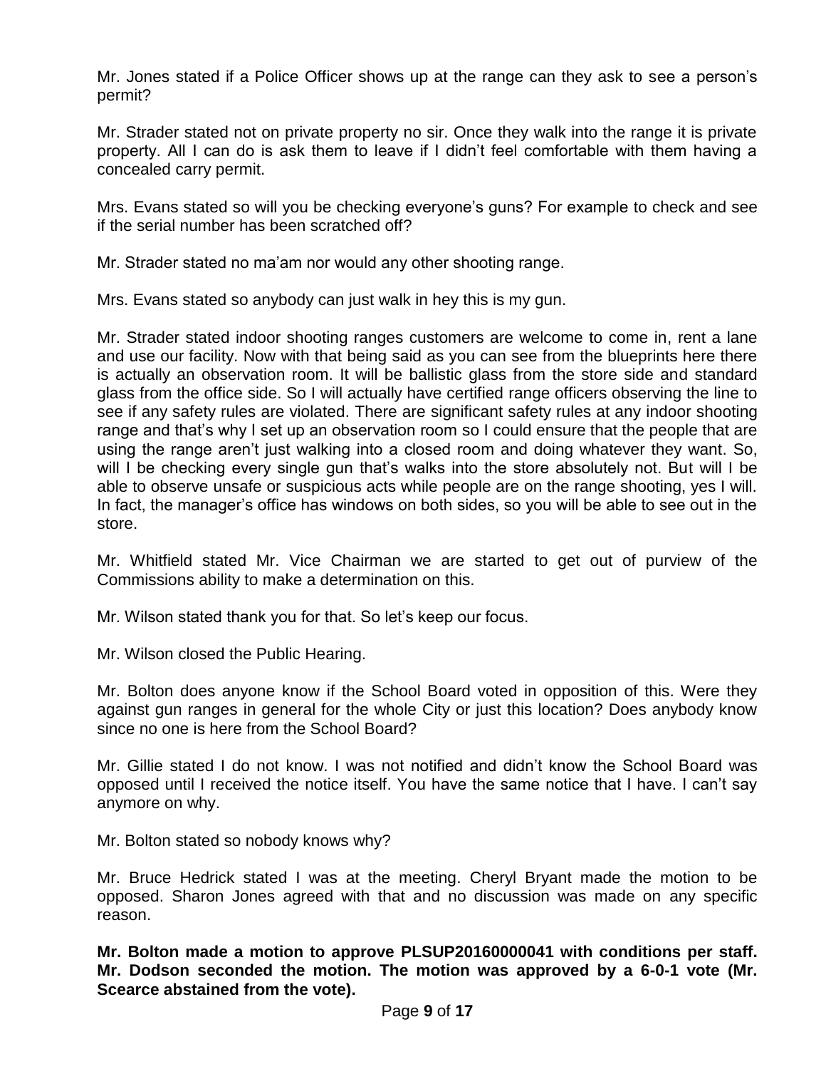Mr. Jones stated if a Police Officer shows up at the range can they ask to see a person's permit?

Mr. Strader stated not on private property no sir. Once they walk into the range it is private property. All I can do is ask them to leave if I didn't feel comfortable with them having a concealed carry permit.

Mrs. Evans stated so will you be checking everyone's guns? For example to check and see if the serial number has been scratched off?

Mr. Strader stated no ma'am nor would any other shooting range.

Mrs. Evans stated so anybody can just walk in hey this is my gun.

Mr. Strader stated indoor shooting ranges customers are welcome to come in, rent a lane and use our facility. Now with that being said as you can see from the blueprints here there is actually an observation room. It will be ballistic glass from the store side and standard glass from the office side. So I will actually have certified range officers observing the line to see if any safety rules are violated. There are significant safety rules at any indoor shooting range and that's why I set up an observation room so I could ensure that the people that are using the range aren't just walking into a closed room and doing whatever they want. So, will I be checking every single gun that's walks into the store absolutely not. But will I be able to observe unsafe or suspicious acts while people are on the range shooting, yes I will. In fact, the manager's office has windows on both sides, so you will be able to see out in the store.

Mr. Whitfield stated Mr. Vice Chairman we are started to get out of purview of the Commissions ability to make a determination on this.

Mr. Wilson stated thank you for that. So let's keep our focus.

Mr. Wilson closed the Public Hearing.

Mr. Bolton does anyone know if the School Board voted in opposition of this. Were they against gun ranges in general for the whole City or just this location? Does anybody know since no one is here from the School Board?

Mr. Gillie stated I do not know. I was not notified and didn't know the School Board was opposed until I received the notice itself. You have the same notice that I have. I can't say anymore on why.

Mr. Bolton stated so nobody knows why?

Mr. Bruce Hedrick stated I was at the meeting. Cheryl Bryant made the motion to be opposed. Sharon Jones agreed with that and no discussion was made on any specific reason.

**Mr. Bolton made a motion to approve PLSUP20160000041 with conditions per staff. Mr. Dodson seconded the motion. The motion was approved by a 6-0-1 vote (Mr. Scearce abstained from the vote).**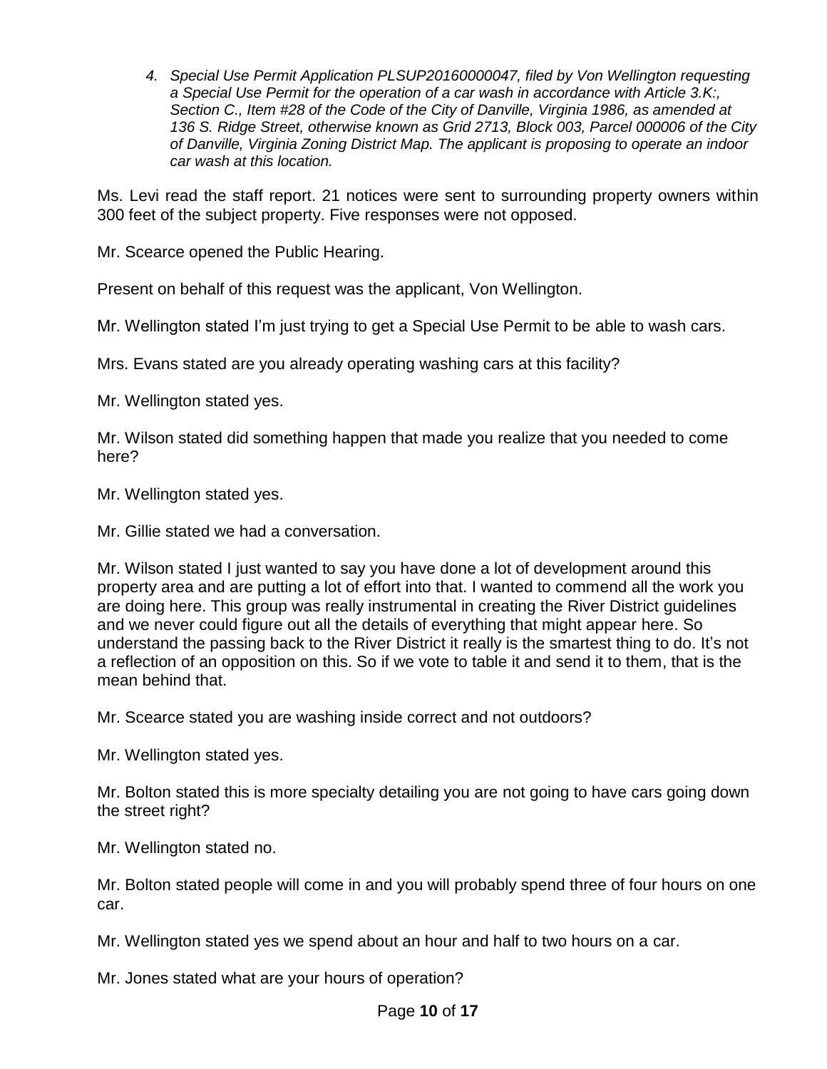*4. Special Use Permit Application PLSUP20160000047, filed by Von Wellington requesting a Special Use Permit for the operation of a car wash in accordance with Article 3.K:, Section C., Item #28 of the Code of the City of Danville, Virginia 1986, as amended at 136 S. Ridge Street, otherwise known as Grid 2713, Block 003, Parcel 000006 of the City of Danville, Virginia Zoning District Map. The applicant is proposing to operate an indoor car wash at this location.*

Ms. Levi read the staff report. 21 notices were sent to surrounding property owners within 300 feet of the subject property. Five responses were not opposed.

Mr. Scearce opened the Public Hearing.

Present on behalf of this request was the applicant, Von Wellington.

Mr. Wellington stated I'm just trying to get a Special Use Permit to be able to wash cars.

Mrs. Evans stated are you already operating washing cars at this facility?

Mr. Wellington stated yes.

Mr. Wilson stated did something happen that made you realize that you needed to come here?

Mr. Wellington stated yes.

Mr. Gillie stated we had a conversation.

Mr. Wilson stated I just wanted to say you have done a lot of development around this property area and are putting a lot of effort into that. I wanted to commend all the work you are doing here. This group was really instrumental in creating the River District guidelines and we never could figure out all the details of everything that might appear here. So understand the passing back to the River District it really is the smartest thing to do. It's not a reflection of an opposition on this. So if we vote to table it and send it to them, that is the mean behind that.

Mr. Scearce stated you are washing inside correct and not outdoors?

Mr. Wellington stated yes.

Mr. Bolton stated this is more specialty detailing you are not going to have cars going down the street right?

Mr. Wellington stated no.

Mr. Bolton stated people will come in and you will probably spend three of four hours on one car.

Mr. Wellington stated yes we spend about an hour and half to two hours on a car.

Mr. Jones stated what are your hours of operation?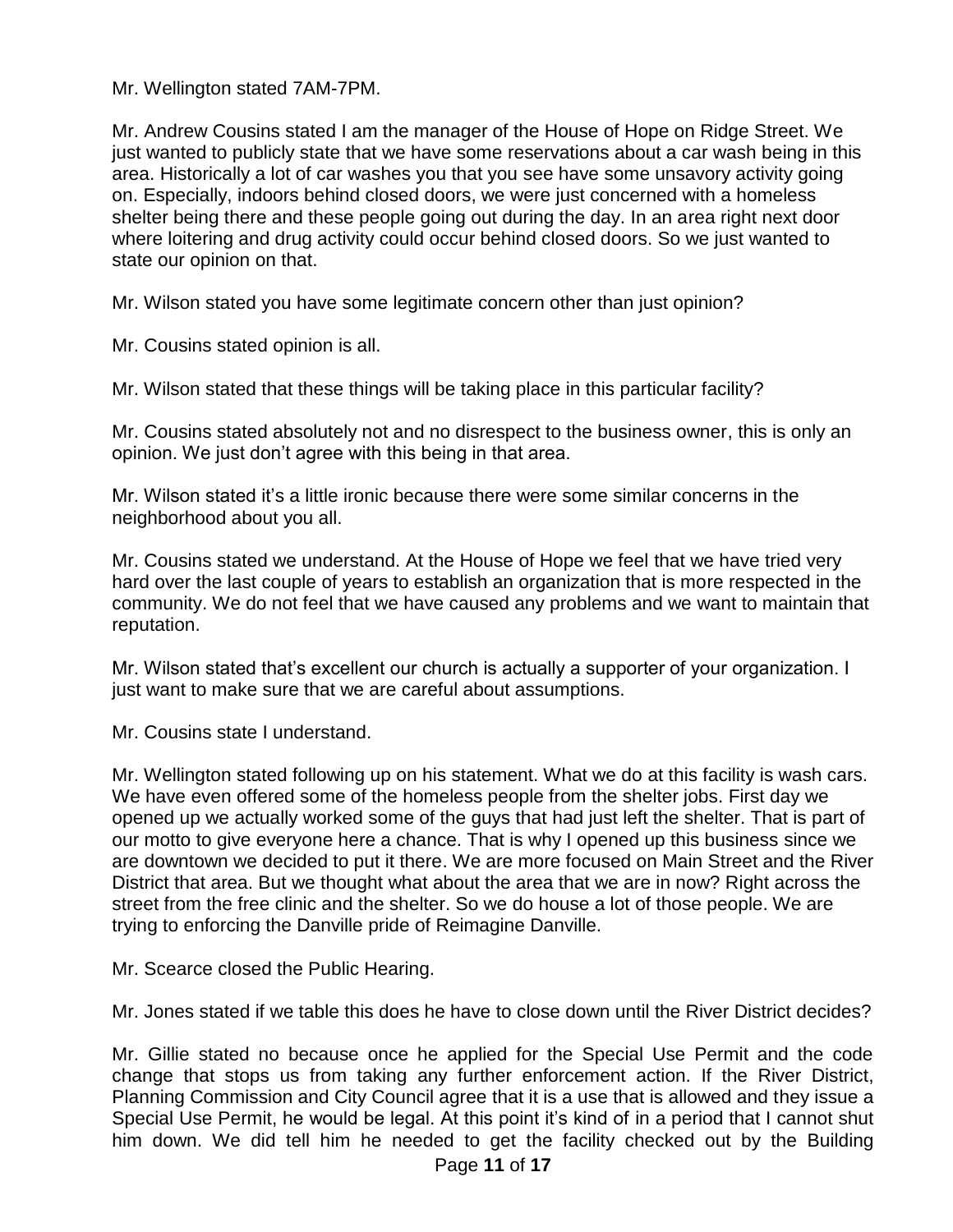Mr. Wellington stated 7AM-7PM.

Mr. Andrew Cousins stated I am the manager of the House of Hope on Ridge Street. We just wanted to publicly state that we have some reservations about a car wash being in this area. Historically a lot of car washes you that you see have some unsavory activity going on. Especially, indoors behind closed doors, we were just concerned with a homeless shelter being there and these people going out during the day. In an area right next door where loitering and drug activity could occur behind closed doors. So we just wanted to state our opinion on that.

Mr. Wilson stated you have some legitimate concern other than just opinion?

Mr. Cousins stated opinion is all.

Mr. Wilson stated that these things will be taking place in this particular facility?

Mr. Cousins stated absolutely not and no disrespect to the business owner, this is only an opinion. We just don't agree with this being in that area.

Mr. Wilson stated it's a little ironic because there were some similar concerns in the neighborhood about you all.

Mr. Cousins stated we understand. At the House of Hope we feel that we have tried very hard over the last couple of years to establish an organization that is more respected in the community. We do not feel that we have caused any problems and we want to maintain that reputation.

Mr. Wilson stated that's excellent our church is actually a supporter of your organization. I just want to make sure that we are careful about assumptions.

Mr. Cousins state I understand.

Mr. Wellington stated following up on his statement. What we do at this facility is wash cars. We have even offered some of the homeless people from the shelter jobs. First day we opened up we actually worked some of the guys that had just left the shelter. That is part of our motto to give everyone here a chance. That is why I opened up this business since we are downtown we decided to put it there. We are more focused on Main Street and the River District that area. But we thought what about the area that we are in now? Right across the street from the free clinic and the shelter. So we do house a lot of those people. We are trying to enforcing the Danville pride of Reimagine Danville.

Mr. Scearce closed the Public Hearing.

Mr. Jones stated if we table this does he have to close down until the River District decides?

Mr. Gillie stated no because once he applied for the Special Use Permit and the code change that stops us from taking any further enforcement action. If the River District, Planning Commission and City Council agree that it is a use that is allowed and they issue a Special Use Permit, he would be legal. At this point it's kind of in a period that I cannot shut him down. We did tell him he needed to get the facility checked out by the Building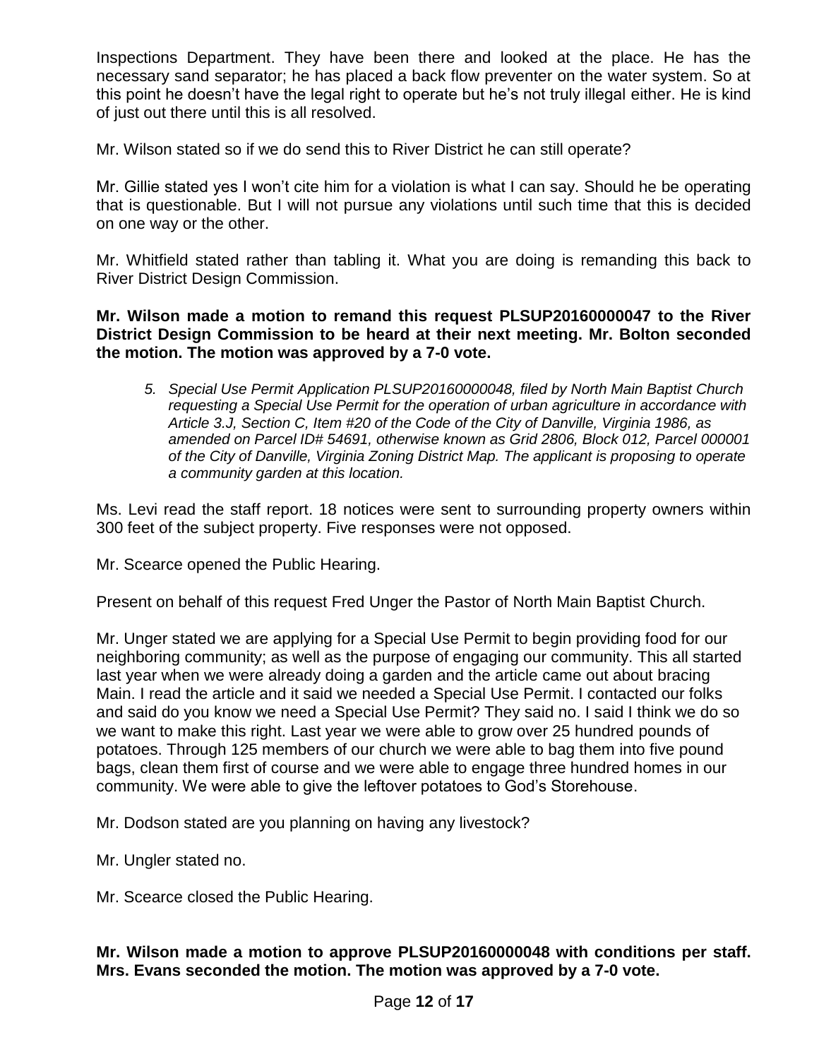Inspections Department. They have been there and looked at the place. He has the necessary sand separator; he has placed a back flow preventer on the water system. So at this point he doesn't have the legal right to operate but he's not truly illegal either. He is kind of just out there until this is all resolved.

Mr. Wilson stated so if we do send this to River District he can still operate?

Mr. Gillie stated yes I won't cite him for a violation is what I can say. Should he be operating that is questionable. But I will not pursue any violations until such time that this is decided on one way or the other.

Mr. Whitfield stated rather than tabling it. What you are doing is remanding this back to River District Design Commission.

**Mr. Wilson made a motion to remand this request PLSUP20160000047 to the River District Design Commission to be heard at their next meeting. Mr. Bolton seconded the motion. The motion was approved by a 7-0 vote.**

5. *Special Use Permit Application PLSUP20160000048, filed by North Main Baptist Church requesting a Special Use Permit for the operation of urban agriculture in accordance with Article 3.J, Section C, Item #20 of the Code of the City of Danville, Virginia 1986, as amended on Parcel ID# 54691, otherwise known as Grid 2806, Block 012, Parcel 000001 of the City of Danville, Virginia Zoning District Map. The applicant is proposing to operate a community garden at this location.*

Ms. Levi read the staff report. 18 notices were sent to surrounding property owners within 300 feet of the subject property. Five responses were not opposed.

Mr. Scearce opened the Public Hearing.

Present on behalf of this request Fred Unger the Pastor of North Main Baptist Church.

Mr. Unger stated we are applying for a Special Use Permit to begin providing food for our neighboring community; as well as the purpose of engaging our community. This all started last year when we were already doing a garden and the article came out about bracing Main. I read the article and it said we needed a Special Use Permit. I contacted our folks and said do you know we need a Special Use Permit? They said no. I said I think we do so we want to make this right. Last year we were able to grow over 25 hundred pounds of potatoes. Through 125 members of our church we were able to bag them into five pound bags, clean them first of course and we were able to engage three hundred homes in our community. We were able to give the leftover potatoes to God's Storehouse.

Mr. Dodson stated are you planning on having any livestock?

Mr. Ungler stated no.

Mr. Scearce closed the Public Hearing.

**Mr. Wilson made a motion to approve PLSUP20160000048 with conditions per staff. Mrs. Evans seconded the motion. The motion was approved by a 7-0 vote.**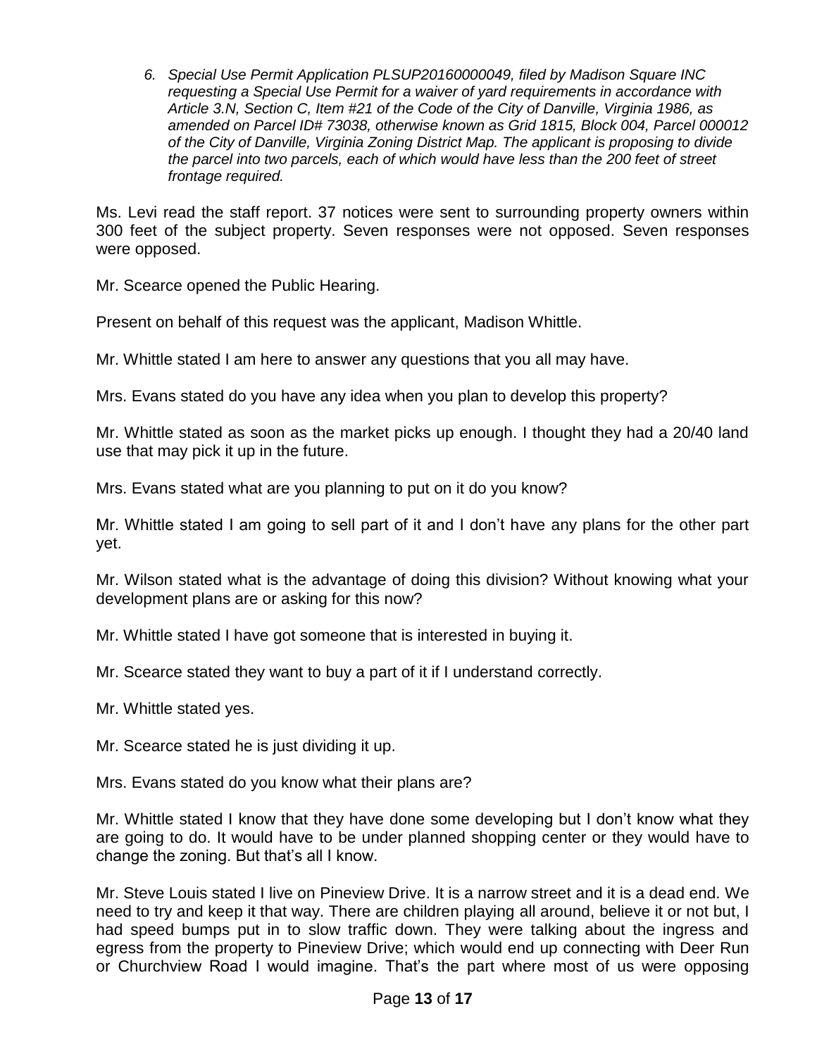6. *Special Use Permit Application PLSUP20160000049, filed by Madison Square INC requesting a Special Use Permit for a waiver of yard requirements in accordance with Article 3.N, Section C, Item #21 of the Code of the City of Danville, Virginia 1986, as amended on Parcel ID# 73038, otherwise known as Grid 1815, Block 004, Parcel 000012 of the City of Danville, Virginia Zoning District Map. The applicant is proposing to divide the parcel into two parcels, each of which would have less than the 200 feet of street frontage required.*

Ms. Levi read the staff report. 37 notices were sent to surrounding property owners within 300 feet of the subject property. Seven responses were not opposed. Seven responses were opposed.

Mr. Scearce opened the Public Hearing.

Present on behalf of this request was the applicant, Madison Whittle.

Mr. Whittle stated I am here to answer any questions that you all may have.

Mrs. Evans stated do you have any idea when you plan to develop this property?

Mr. Whittle stated as soon as the market picks up enough. I thought they had a 20/40 land use that may pick it up in the future.

Mrs. Evans stated what are you planning to put on it do you know?

Mr. Whittle stated I am going to sell part of it and I don't have any plans for the other part yet.

Mr. Wilson stated what is the advantage of doing this division? Without knowing what your development plans are or asking for this now?

Mr. Whittle stated I have got someone that is interested in buying it.

Mr. Scearce stated they want to buy a part of it if I understand correctly.

Mr. Whittle stated yes.

Mr. Scearce stated he is just dividing it up.

Mrs. Evans stated do you know what their plans are?

Mr. Whittle stated I know that they have done some developing but I don't know what they are going to do. It would have to be under planned shopping center or they would have to change the zoning. But that's all I know.

Mr. Steve Louis stated I live on Pineview Drive. It is a narrow street and it is a dead end. We need to try and keep it that way. There are children playing all around, believe it or not but, I had speed bumps put in to slow traffic down. They were talking about the ingress and egress from the property to Pineview Drive; which would end up connecting with Deer Run or Churchview Road I would imagine. That's the part where most of us were opposing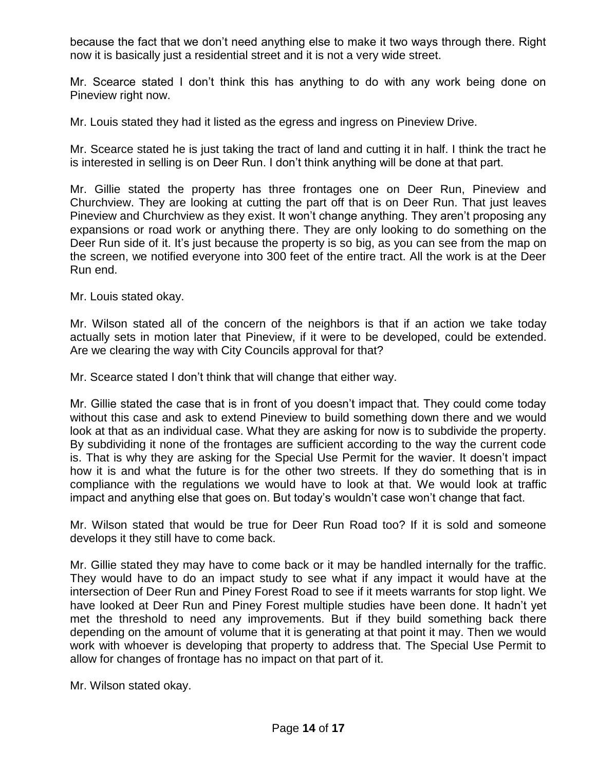because the fact that we don't need anything else to make it two ways through there. Right now it is basically just a residential street and it is not a very wide street.

Mr. Scearce stated I don't think this has anything to do with any work being done on Pineview right now.

Mr. Louis stated they had it listed as the egress and ingress on Pineview Drive.

Mr. Scearce stated he is just taking the tract of land and cutting it in half. I think the tract he is interested in selling is on Deer Run. I don't think anything will be done at that part.

Mr. Gillie stated the property has three frontages one on Deer Run, Pineview and Churchview. They are looking at cutting the part off that is on Deer Run. That just leaves Pineview and Churchview as they exist. It won't change anything. They aren't proposing any expansions or road work or anything there. They are only looking to do something on the Deer Run side of it. It's just because the property is so big, as you can see from the map on the screen, we notified everyone into 300 feet of the entire tract. All the work is at the Deer Run end.

Mr. Louis stated okay.

Mr. Wilson stated all of the concern of the neighbors is that if an action we take today actually sets in motion later that Pineview, if it were to be developed, could be extended. Are we clearing the way with City Councils approval for that?

Mr. Scearce stated I don't think that will change that either way.

Mr. Gillie stated the case that is in front of you doesn't impact that. They could come today without this case and ask to extend Pineview to build something down there and we would look at that as an individual case. What they are asking for now is to subdivide the property. By subdividing it none of the frontages are sufficient according to the way the current code is. That is why they are asking for the Special Use Permit for the wavier. It doesn't impact how it is and what the future is for the other two streets. If they do something that is in compliance with the regulations we would have to look at that. We would look at traffic impact and anything else that goes on. But today's wouldn't case won't change that fact.

Mr. Wilson stated that would be true for Deer Run Road too? If it is sold and someone develops it they still have to come back.

Mr. Gillie stated they may have to come back or it may be handled internally for the traffic. They would have to do an impact study to see what if any impact it would have at the intersection of Deer Run and Piney Forest Road to see if it meets warrants for stop light. We have looked at Deer Run and Piney Forest multiple studies have been done. It hadn't yet met the threshold to need any improvements. But if they build something back there depending on the amount of volume that it is generating at that point it may. Then we would work with whoever is developing that property to address that. The Special Use Permit to allow for changes of frontage has no impact on that part of it.

Mr. Wilson stated okay.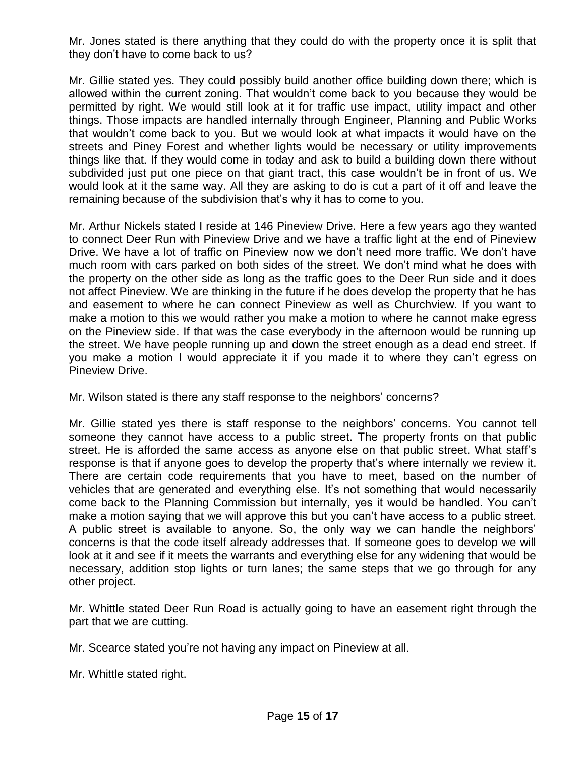Mr. Jones stated is there anything that they could do with the property once it is split that they don't have to come back to us?

Mr. Gillie stated yes. They could possibly build another office building down there; which is allowed within the current zoning. That wouldn't come back to you because they would be permitted by right. We would still look at it for traffic use impact, utility impact and other things. Those impacts are handled internally through Engineer, Planning and Public Works that wouldn't come back to you. But we would look at what impacts it would have on the streets and Piney Forest and whether lights would be necessary or utility improvements things like that. If they would come in today and ask to build a building down there without subdivided just put one piece on that giant tract, this case wouldn't be in front of us. We would look at it the same way. All they are asking to do is cut a part of it off and leave the remaining because of the subdivision that's why it has to come to you.

Mr. Arthur Nickels stated I reside at 146 Pineview Drive. Here a few years ago they wanted to connect Deer Run with Pineview Drive and we have a traffic light at the end of Pineview Drive. We have a lot of traffic on Pineview now we don't need more traffic. We don't have much room with cars parked on both sides of the street. We don't mind what he does with the property on the other side as long as the traffic goes to the Deer Run side and it does not affect Pineview. We are thinking in the future if he does develop the property that he has and easement to where he can connect Pineview as well as Churchview. If you want to make a motion to this we would rather you make a motion to where he cannot make egress on the Pineview side. If that was the case everybody in the afternoon would be running up the street. We have people running up and down the street enough as a dead end street. If you make a motion I would appreciate it if you made it to where they can't egress on Pineview Drive.

Mr. Wilson stated is there any staff response to the neighbors' concerns?

Mr. Gillie stated yes there is staff response to the neighbors' concerns. You cannot tell someone they cannot have access to a public street. The property fronts on that public street. He is afforded the same access as anyone else on that public street. What staff's response is that if anyone goes to develop the property that's where internally we review it. There are certain code requirements that you have to meet, based on the number of vehicles that are generated and everything else. It's not something that would necessarily come back to the Planning Commission but internally, yes it would be handled. You can't make a motion saying that we will approve this but you can't have access to a public street. A public street is available to anyone. So, the only way we can handle the neighbors' concerns is that the code itself already addresses that. If someone goes to develop we will look at it and see if it meets the warrants and everything else for any widening that would be necessary, addition stop lights or turn lanes; the same steps that we go through for any other project.

Mr. Whittle stated Deer Run Road is actually going to have an easement right through the part that we are cutting.

Mr. Scearce stated you're not having any impact on Pineview at all.

Mr. Whittle stated right.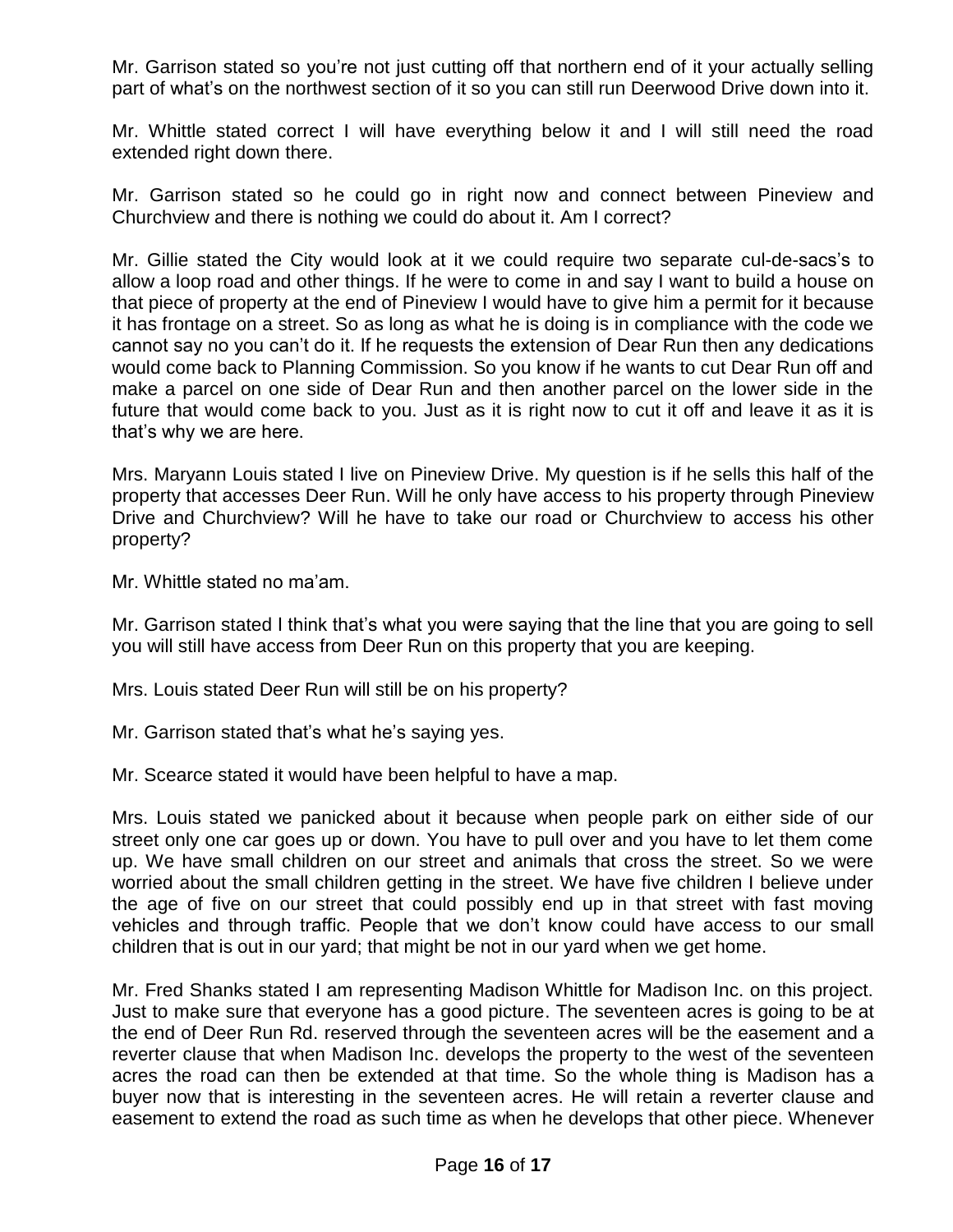Mr. Garrison stated so you're not just cutting off that northern end of it your actually selling part of what's on the northwest section of it so you can still run Deerwood Drive down into it.

Mr. Whittle stated correct I will have everything below it and I will still need the road extended right down there.

Mr. Garrison stated so he could go in right now and connect between Pineview and Churchview and there is nothing we could do about it. Am I correct?

Mr. Gillie stated the City would look at it we could require two separate cul-de-sacs's to allow a loop road and other things. If he were to come in and say I want to build a house on that piece of property at the end of Pineview I would have to give him a permit for it because it has frontage on a street. So as long as what he is doing is in compliance with the code we cannot say no you can't do it. If he requests the extension of Dear Run then any dedications would come back to Planning Commission. So you know if he wants to cut Dear Run off and make a parcel on one side of Dear Run and then another parcel on the lower side in the future that would come back to you. Just as it is right now to cut it off and leave it as it is that's why we are here.

Mrs. Maryann Louis stated I live on Pineview Drive. My question is if he sells this half of the property that accesses Deer Run. Will he only have access to his property through Pineview Drive and Churchview? Will he have to take our road or Churchview to access his other property?

Mr. Whittle stated no ma'am.

Mr. Garrison stated I think that's what you were saying that the line that you are going to sell you will still have access from Deer Run on this property that you are keeping.

Mrs. Louis stated Deer Run will still be on his property?

Mr. Garrison stated that's what he's saying yes.

Mr. Scearce stated it would have been helpful to have a map.

Mrs. Louis stated we panicked about it because when people park on either side of our street only one car goes up or down. You have to pull over and you have to let them come up. We have small children on our street and animals that cross the street. So we were worried about the small children getting in the street. We have five children I believe under the age of five on our street that could possibly end up in that street with fast moving vehicles and through traffic. People that we don't know could have access to our small children that is out in our yard; that might be not in our yard when we get home.

Mr. Fred Shanks stated I am representing Madison Whittle for Madison Inc. on this project. Just to make sure that everyone has a good picture. The seventeen acres is going to be at the end of Deer Run Rd. reserved through the seventeen acres will be the easement and a reverter clause that when Madison Inc. develops the property to the west of the seventeen acres the road can then be extended at that time. So the whole thing is Madison has a buyer now that is interesting in the seventeen acres. He will retain a reverter clause and easement to extend the road as such time as when he develops that other piece. Whenever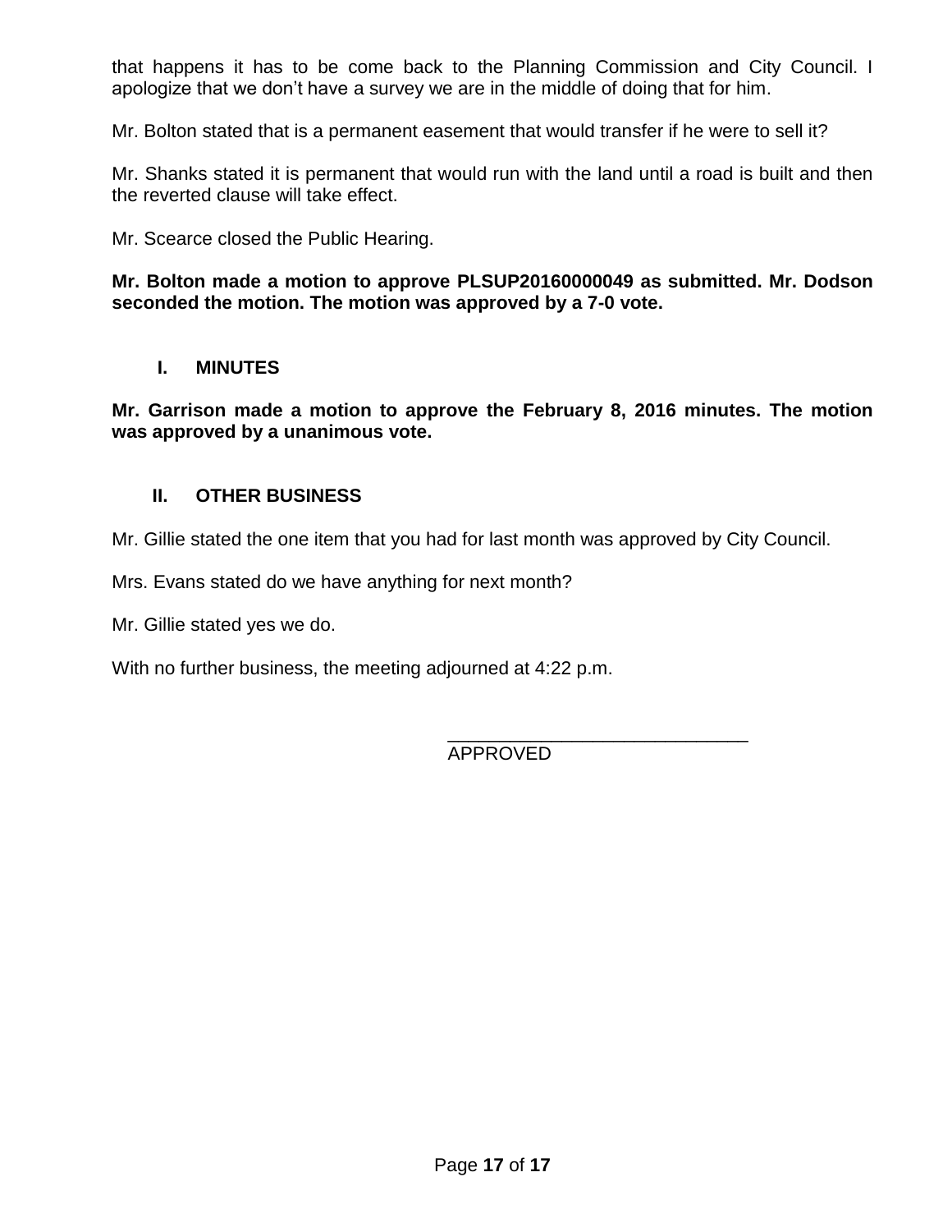that happens it has to be come back to the Planning Commission and City Council. I apologize that we don't have a survey we are in the middle of doing that for him.

Mr. Bolton stated that is a permanent easement that would transfer if he were to sell it?

Mr. Shanks stated it is permanent that would run with the land until a road is built and then the reverted clause will take effect.

Mr. Scearce closed the Public Hearing.

**Mr. Bolton made a motion to approve PLSUP20160000049 as submitted. Mr. Dodson seconded the motion. The motion was approved by a 7-0 vote.**

## I. MINUTES

**Mr. Garrison made a motion to approve the February 8, 2016 minutes. The motion was approved by a unanimous vote.**

## II. OTHER BUSINESS

Mr. Gillie stated the one item that you had for last month was approved by City Council.

Mrs. Evans stated do we have anything for next month?

Mr. Gillie stated yes we do.

With no further business, the meeting adjourned at 4:22 p.m.

\_\_\_\_\_\_\_\_\_\_\_\_\_\_\_\_\_\_\_\_\_\_\_\_\_\_\_\_\_\_

APPROVED